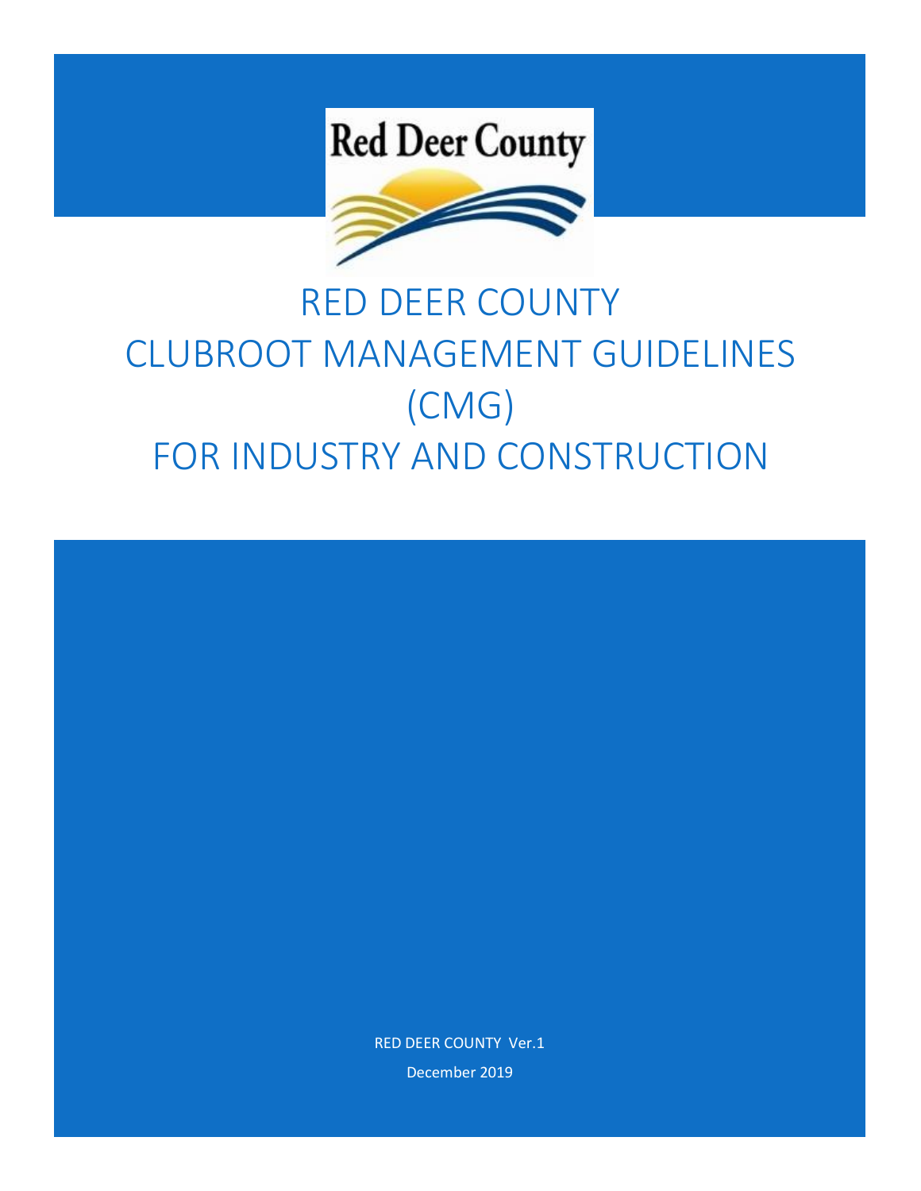Red Deer County

# RED DEER COUNTY CLUBROOT MANAGEMENT GUIDELINES (CMG) FOR INDUSTRY AND CONSTRUCTION

RED DEER COUNTY Ver.1

December 2019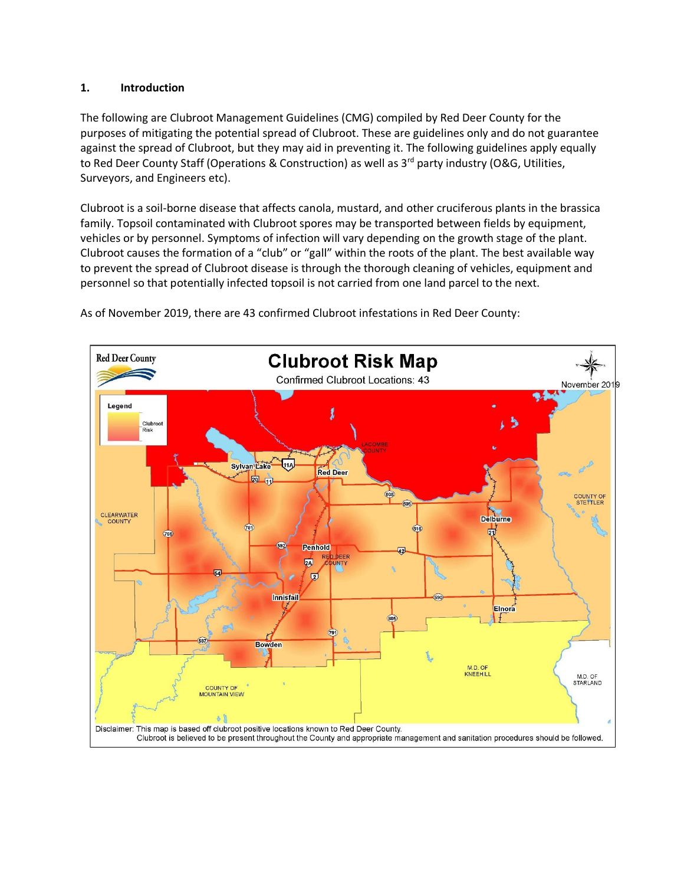## 1. Introduction

The following are Clubroot Management Guidelines (CMG) compiled by Red Deer County for the purposes of mitigating the potential spread of Clubroot. These are guidelines only and do not guarantee against the spread of Clubroot, but they may aid in preventing it. The following guidelines apply equally to Red Deer County Staff (Operations & Construction) as well as 3rd party industry (O&G, Utilities, Surveyors, and Engineers etc).

Clubroot is a soil-borne disease that affects canola, mustard, and other cruciferous plants in the brassica family. Topsoil contaminated with Clubroot spores may be transported between fields by equipment, vehicles or by personnel. Symptoms of infection will vary depending on the growth stage of the plant. Clubroot causes the formation of a "club" or "gall" within the roots of the plant. The best available way to prevent the spread of Clubroot disease is through the thorough cleaning of vehicles, equipment and personnel so that potentially infected topsoil is not carried from one land parcel to the next.

As of November 2019, there are 43 confirmed Clubroot infestations in Red Deer County:

**Clubroot Risk Map**

Confirmed Clubroot Locations: 43

November 2019

Disclaimer: This map is based off clubroot positive locations known to Red Deer County. Clubroot is believed to be present throughout the County and appropriate management and sanitation procedures should be followed.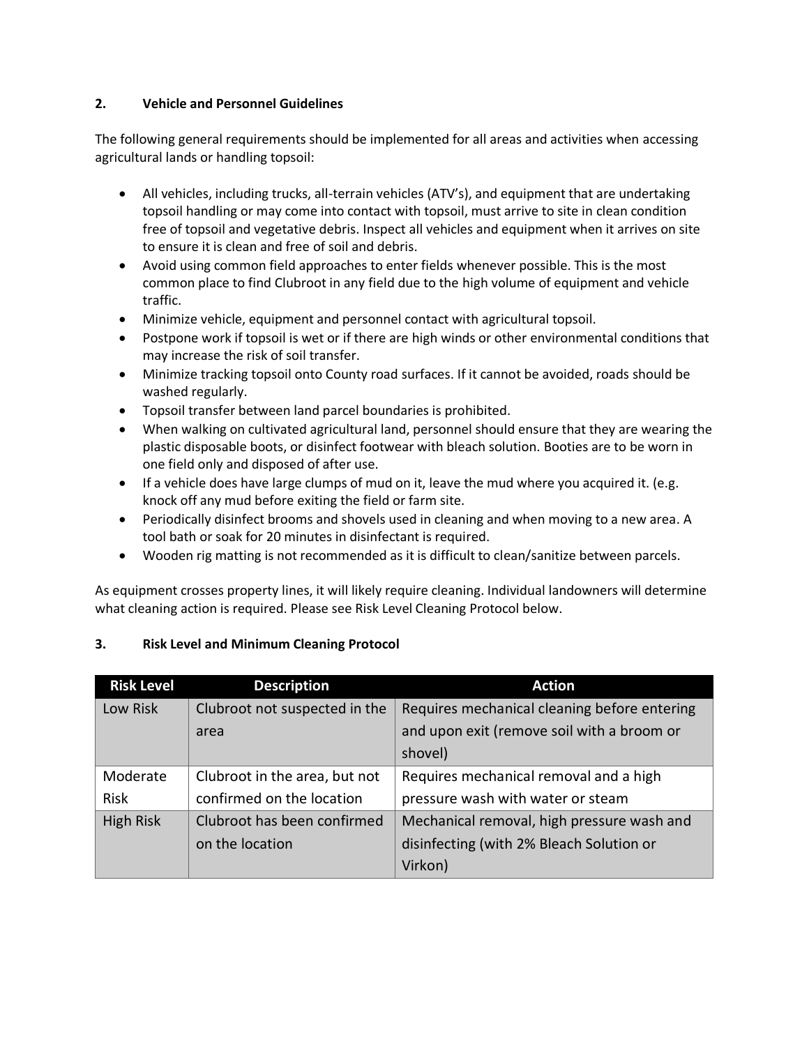## 2. Vehicle and Personnel Guidelines

The following general requirements should be implemented for all areas and activities when accessing agricultural lands or handling topsoil:

- All vehicles, including trucks, all-terrain vehicles (ATV's), and equipment that are undertaking topsoil handling or may come into contact with topsoil, must arrive to site in clean condition free of topsoil and vegetative debris. Inspect all vehicles and equipment when it arrives on site to ensure it is clean and free of soil and debris.
- Avoid using common field approaches to enter fields whenever possible. This is the most common place to find Clubroot in any field due to the high volume of equipment and vehicle traffic.
- Minimize vehicle, equipment and personnel contact with agricultural topsoil.
- Postpone work if topsoil is wet or if there are high winds or other environmental conditions that may increase the risk of soil transfer.
- Minimize tracking topsoil onto County road surfaces. If it cannot be avoided, roads should be washed regularly.
- Topsoil transfer between land parcel boundaries is prohibited.
- When walking on cultivated agricultural land, personnel should ensure that they are wearing the plastic disposable boots, or disinfect footwear with bleach solution. Booties are to be worn in one field only and disposed of after use.
- If a vehicle does have large clumps of mud on it, leave the mud where you acquired it. (e.g. knock off any mud before exiting the field or farm site.
- Periodically disinfect brooms and shovels used in cleaning and when moving to a new area. A tool bath or soak for 20 minutes in disinfectant is required.
- Wooden rig matting is not recommended as it is difficult to clean/sanitize between parcels.

As equipment crosses property lines, it will likely require cleaning. Individual landowners will determine what cleaning action is required. Please see Risk Level Cleaning Protocol below.

## 3. Risk Level and Minimum Cleaning Protocol

| Risk Level | Description | Action |
|---|---|---|
| Low Risk | Clubroot not suspected in the area | Requires mechanical cleaning before entering and upon exit (remove soil with a broom or shovel) |
| Moderate Risk | Clubroot in the area, but not confirmed on the location | Requires mechanical removal and a high pressure wash with water or steam |
| High Risk | Clubroot has been confirmed on the location | Mechanical removal, high pressure wash and disinfecting (with 2% Bleach Solution or Virkon) |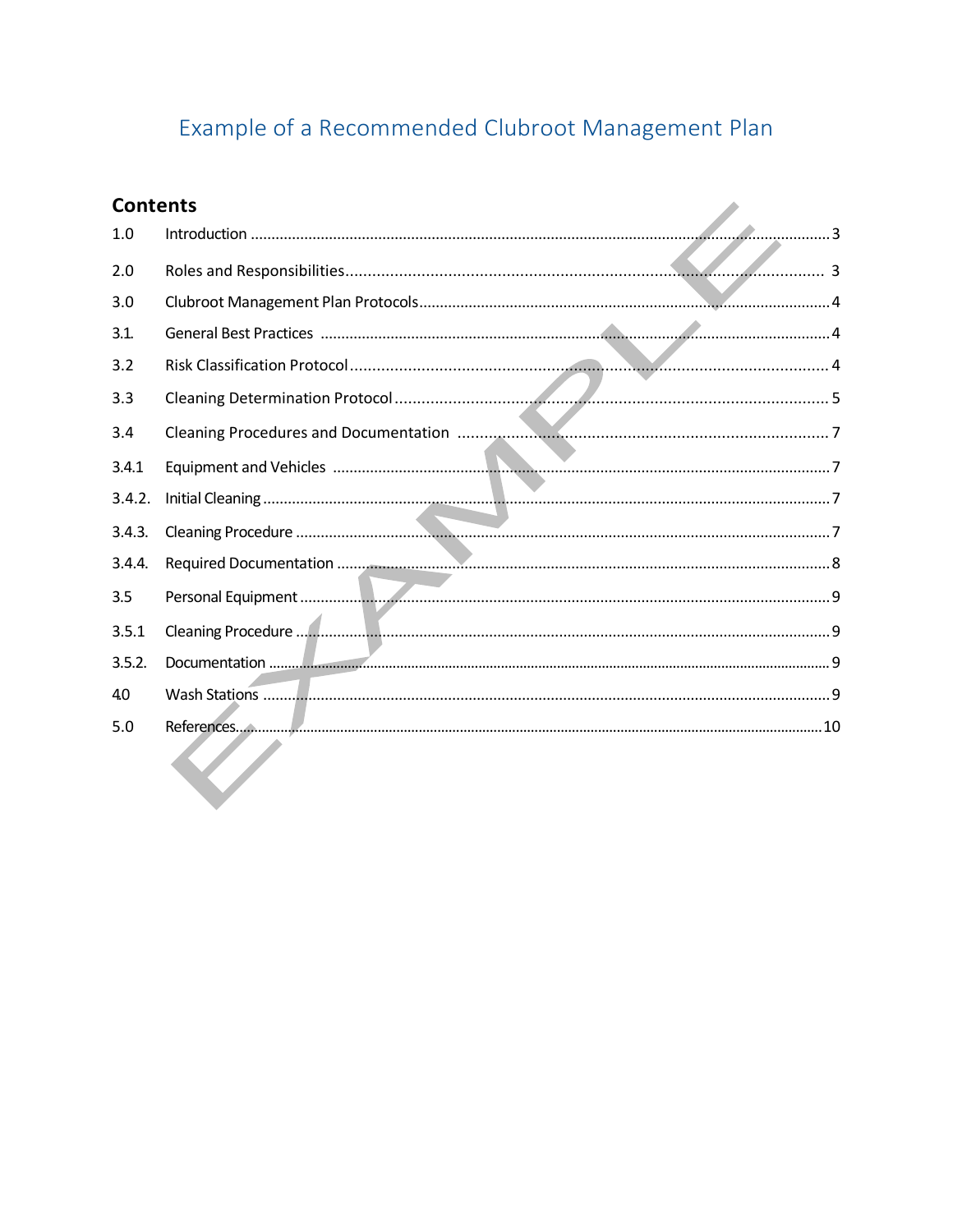# Example of a Recommended Clubroot Management Plan

## Contents

| | | |
|---|---|---|
| 1.0 | Introduction | 3 |
| 2.0 | Roles and Responsibilities | 3 |
| 3.0 | Clubroot Management Plan Protocols | 4 |
| 3.1. | General Best Practices | 4 |
| 3.2 | Risk Classification Protocol | 4 |
| 3.3 | Cleaning Determination Protocol | 5 |
| 3.4 | Cleaning Procedures and Documentation | 7 |
| 3.4.1 | Equipment and Vehicles | 7 |
| 3.4.2. | Initial Cleaning | 7 |
| 3.4.3. | Cleaning Procedure | 7 |
| 3.4.4. | Required Documentation | 8 |
| 3.5 | Personal Equipment | 9 |
| 3.5.1 | Cleaning Procedure | 9 |
| 3.5.2. | Documentation | 9 |
| 4.0 | Wash Stations | 9 |
| 5.0 | References | 10 |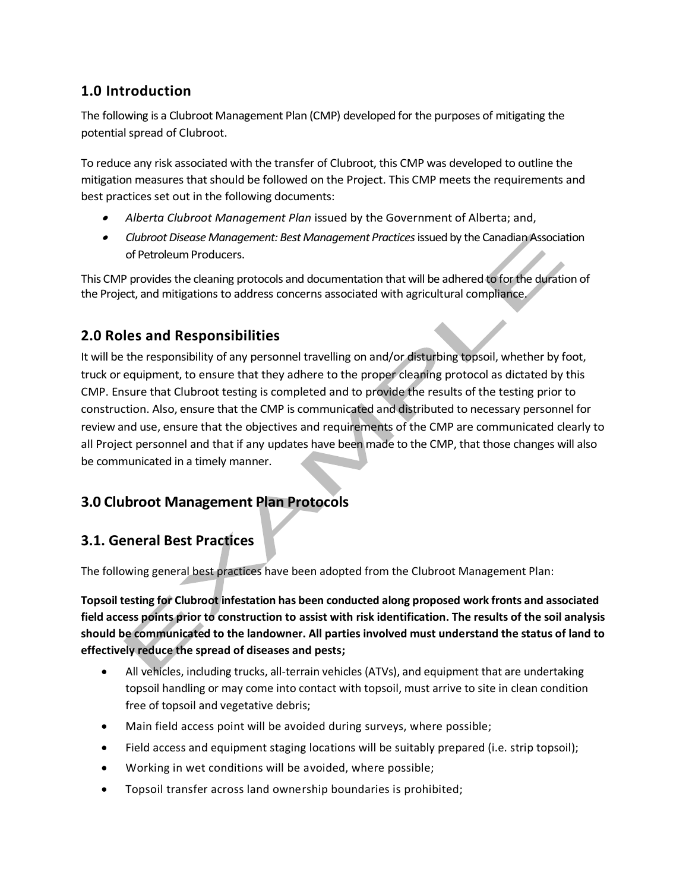## 1.0 Introduction

The following is a Clubroot Management Plan (CMP) developed for the purposes of mitigating the potential spread of Clubroot.

To reduce any risk associated with the transfer of Clubroot, this CMP was developed to outline the mitigation measures that should be followed on the Project. This CMP meets the requirements and best practices set out in the following documents:

- *Alberta Clubroot Management Plan* issued by the Government of Alberta; and,
- *Clubroot Disease Management: Best Management Practices* issued by the Canadian Association of Petroleum Producers.

This CMP provides the cleaning protocols and documentation that will be adhered to for the duration of the Project, and mitigations to address concerns associated with agricultural compliance.

## 2.0 Roles and Responsibilities

It will be the responsibility of any personnel travelling on and/or disturbing topsoil, whether by foot, truck or equipment, to ensure that they adhere to the proper cleaning protocol as dictated by this CMP. Ensure that Clubroot testing is completed and to provide the results of the testing prior to construction. Also, ensure that the CMP is communicated and distributed to necessary personnel for review and use, ensure that the objectives and requirements of the CMP are communicated clearly to all Project personnel and that if any updates have been made to the CMP, that those changes will also be communicated in a timely manner.

## 3.0 Clubroot Management Plan Protocols

## 3.1. General Best Practices

The following general best practices have been adopted from the Clubroot Management Plan:

**Topsoil testing for Clubroot infestation has been conducted along proposed work fronts and associated field access points prior to construction to assist with risk identification. The results of the soil analysis should be communicated to the landowner. All parties involved must understand the status of land to effectively reduce the spread of diseases and pests;**

- All vehicles, including trucks, all-terrain vehicles (ATVs), and equipment that are undertaking topsoil handling or may come into contact with topsoil, must arrive to site in clean condition free of topsoil and vegetative debris;
- Main field access point will be avoided during surveys, where possible;
- Field access and equipment staging locations will be suitably prepared (i.e. strip topsoil);
- Working in wet conditions will be avoided, where possible;
- Topsoil transfer across land ownership boundaries is prohibited;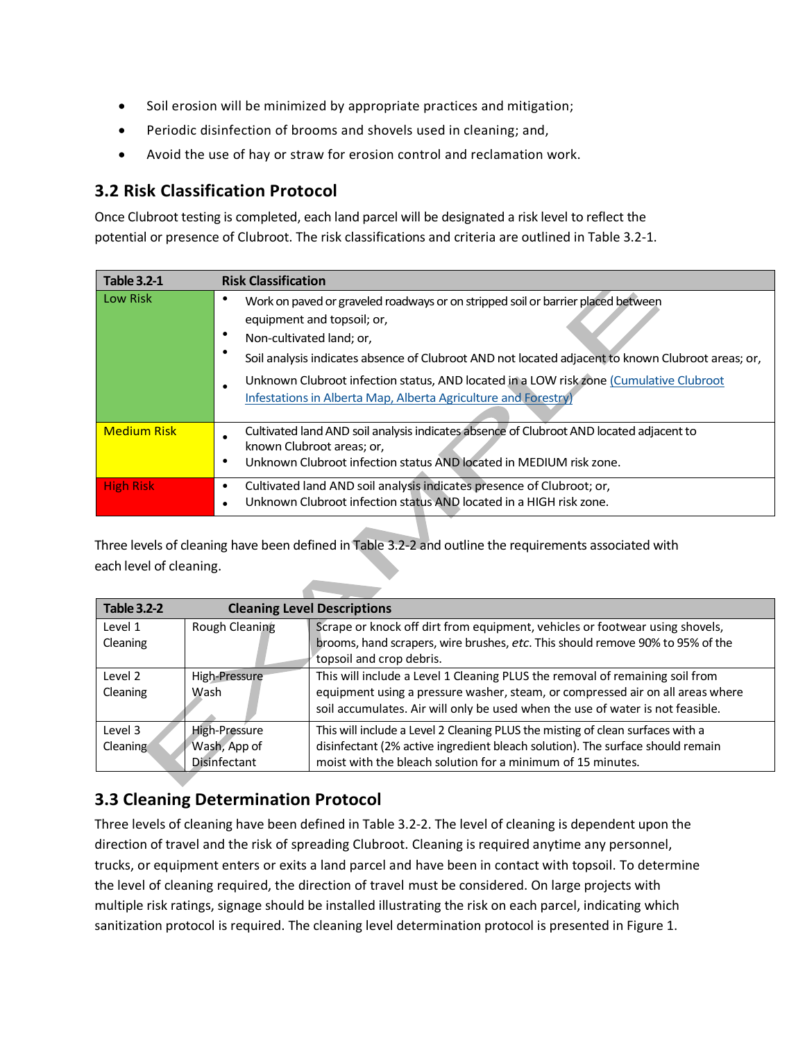- Soil erosion will be minimized by appropriate practices and mitigation;
- Periodic disinfection of brooms and shovels used in cleaning; and,
- Avoid the use of hay or straw for erosion control and reclamation work.

## 3.2 Risk Classification Protocol

Once Clubroot testing is completed, each land parcel will be designated a risk level to reflect the potential or presence of Clubroot. The risk classifications and criteria are outlined in Table 3.2-1.

| Table 3.2-1 | Risk Classification |
|---|---|
| Low Risk | • Work on paved or graveled roadways or on stripped soil or barrier placed between equipment and topsoil; or,<br>• Non-cultivated land; or,<br>• Soil analysis indicates absence of Clubroot AND not located adjacent to known Clubroot areas; or,<br>• Unknown Clubroot infection status, AND located in a LOW risk zone (Cumulative Clubroot Infestations in Alberta Map, Alberta Agriculture and Forestry) |
| Medium Risk | • Cultivated land AND soil analysis indicates absence of Clubroot AND located adjacent to known Clubroot areas; or,<br>• Unknown Clubroot infection status AND located in MEDIUM risk zone. |
| High Risk | • Cultivated land AND soil analysis indicates presence of Clubroot; or,<br>• Unknown Clubroot infection status AND located in a HIGH risk zone. |

Three levels of cleaning have been defined in Table 3.2-2 and outline the requirements associated with each level of cleaning.

| Table 3.2-2 | Cleaning Level Descriptions | |
|---|---|---|
| Level 1 Cleaning | Rough Cleaning | Scrape or knock off dirt from equipment, vehicles or footwear using shovels, brooms, hand scrapers, wire brushes, *etc.* This should remove 90% to 95% of the topsoil and crop debris. |
| Level 2 Cleaning | High-Pressure Wash | This will include a Level 1 Cleaning PLUS the removal of remaining soil from equipment using a pressure washer, steam, or compressed air on all areas where soil accumulates. Air will only be used when the use of water is not feasible. |
| Level 3 Cleaning | High-Pressure Wash, App of Disinfectant | This will include a Level 2 Cleaning PLUS the misting of clean surfaces with a disinfectant (2% active ingredient bleach solution). The surface should remain moist with the bleach solution for a minimum of 15 minutes. |

## 3.3 Cleaning Determination Protocol

Three levels of cleaning have been defined in Table 3.2-2. The level of cleaning is dependent upon the direction of travel and the risk of spreading Clubroot. Cleaning is required anytime any personnel, trucks, or equipment enters or exits a land parcel and have been in contact with topsoil. To determine the level of cleaning required, the direction of travel must be considered. On large projects with multiple risk ratings, signage should be installed illustrating the risk on each parcel, indicating which sanitization protocol is required. The cleaning level determination protocol is presented in Figure 1.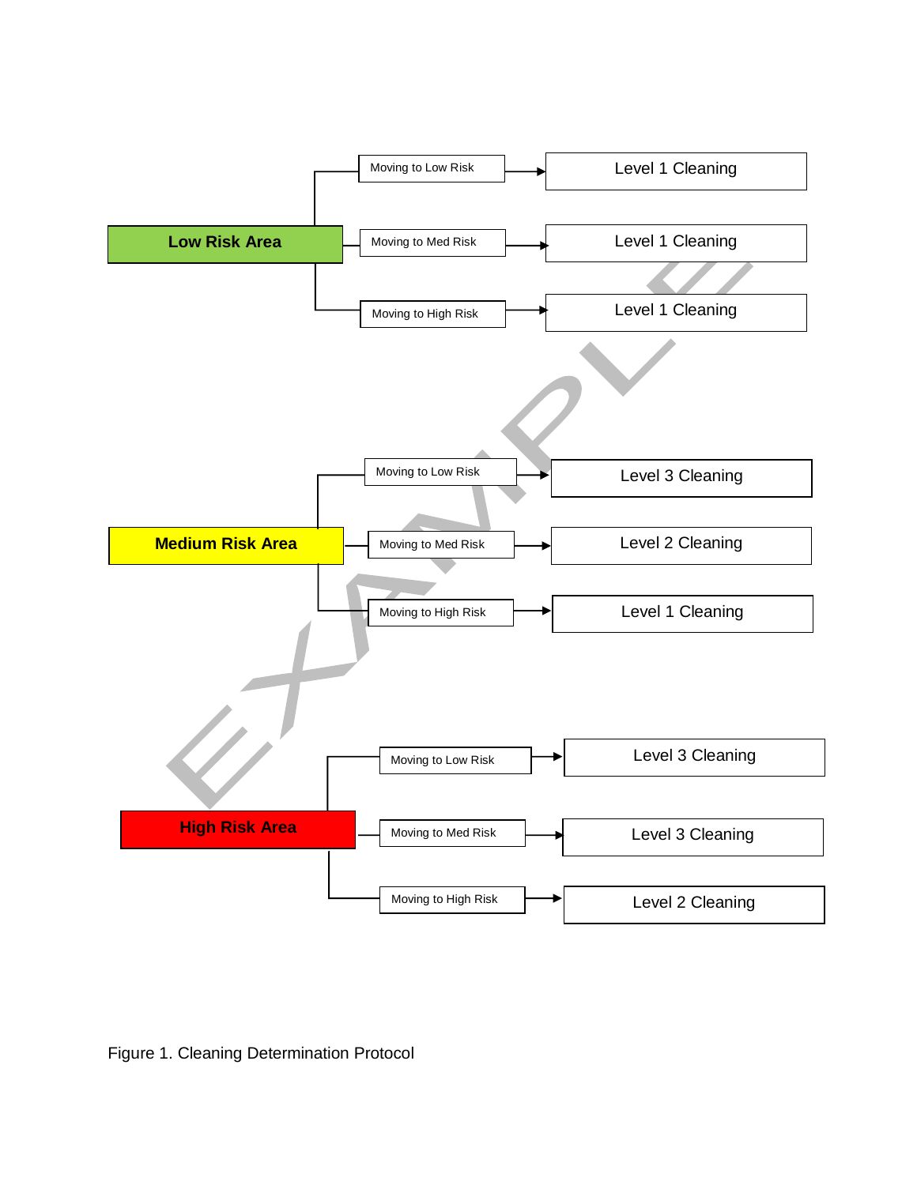**Low Risk Area**

- Moving to Low Risk → Level 1 Cleaning
- Moving to Med Risk → Level 1 Cleaning
- Moving to High Risk → Level 1 Cleaning

**Medium Risk Area**

- Moving to Low Risk → Level 3 Cleaning
- Moving to Med Risk → Level 2 Cleaning
- Moving to High Risk → Level 1 Cleaning

**High Risk Area**

- Moving to Low Risk → Level 3 Cleaning
- Moving to Med Risk → Level 3 Cleaning
- Moving to High Risk → Level 2 Cleaning

EXAMPLE

Figure 1. Cleaning Determination Protocol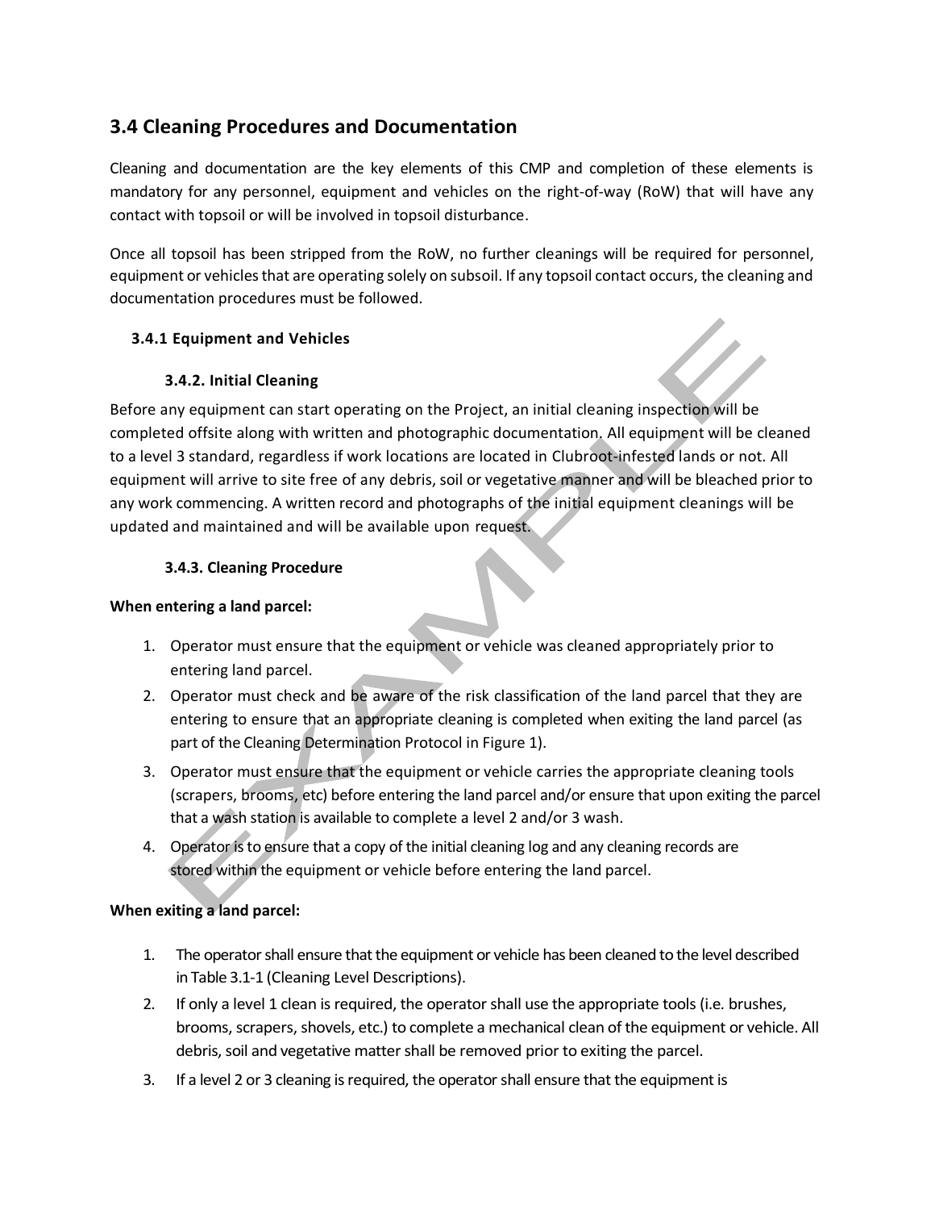## 3.4 Cleaning Procedures and Documentation

Cleaning and documentation are the key elements of this CMP and completion of these elements is mandatory for any personnel, equipment and vehicles on the right-of-way (RoW) that will have any contact with topsoil or will be involved in topsoil disturbance.

Once all topsoil has been stripped from the RoW, no further cleanings will be required for personnel, equipment or vehicles that are operating solely on subsoil. If any topsoil contact occurs, the cleaning and documentation procedures must be followed.

### 3.4.1 Equipment and Vehicles

#### 3.4.2. Initial Cleaning

Before any equipment can start operating on the Project, an initial cleaning inspection will be completed offsite along with written and photographic documentation. All equipment will be cleaned to a level 3 standard, regardless if work locations are located in Clubroot-infested lands or not. All equipment will arrive to site free of any debris, soil or vegetative manner and will be bleached prior to any work commencing. A written record and photographs of the initial equipment cleanings will be updated and maintained and will be available upon request.

#### 3.4.3. Cleaning Procedure

**When entering a land parcel:**

1. Operator must ensure that the equipment or vehicle was cleaned appropriately prior to entering land parcel.
2. Operator must check and be aware of the risk classification of the land parcel that they are entering to ensure that an appropriate cleaning is completed when exiting the land parcel (as part of the Cleaning Determination Protocol in Figure 1).
3. Operator must ensure that the equipment or vehicle carries the appropriate cleaning tools (scrapers, brooms, etc) before entering the land parcel and/or ensure that upon exiting the parcel that a wash station is available to complete a level 2 and/or 3 wash.
4. Operator is to ensure that a copy of the initial cleaning log and any cleaning records are stored within the equipment or vehicle before entering the land parcel.

**When exiting a land parcel:**

1. The operator shall ensure that the equipment or vehicle has been cleaned to the level described in Table 3.1-1 (Cleaning Level Descriptions).
2. If only a level 1 clean is required, the operator shall use the appropriate tools (i.e. brushes, brooms, scrapers, shovels, etc.) to complete a mechanical clean of the equipment or vehicle. All debris, soil and vegetative matter shall be removed prior to exiting the parcel.
3. If a level 2 or 3 cleaning is required, the operator shall ensure that the equipment is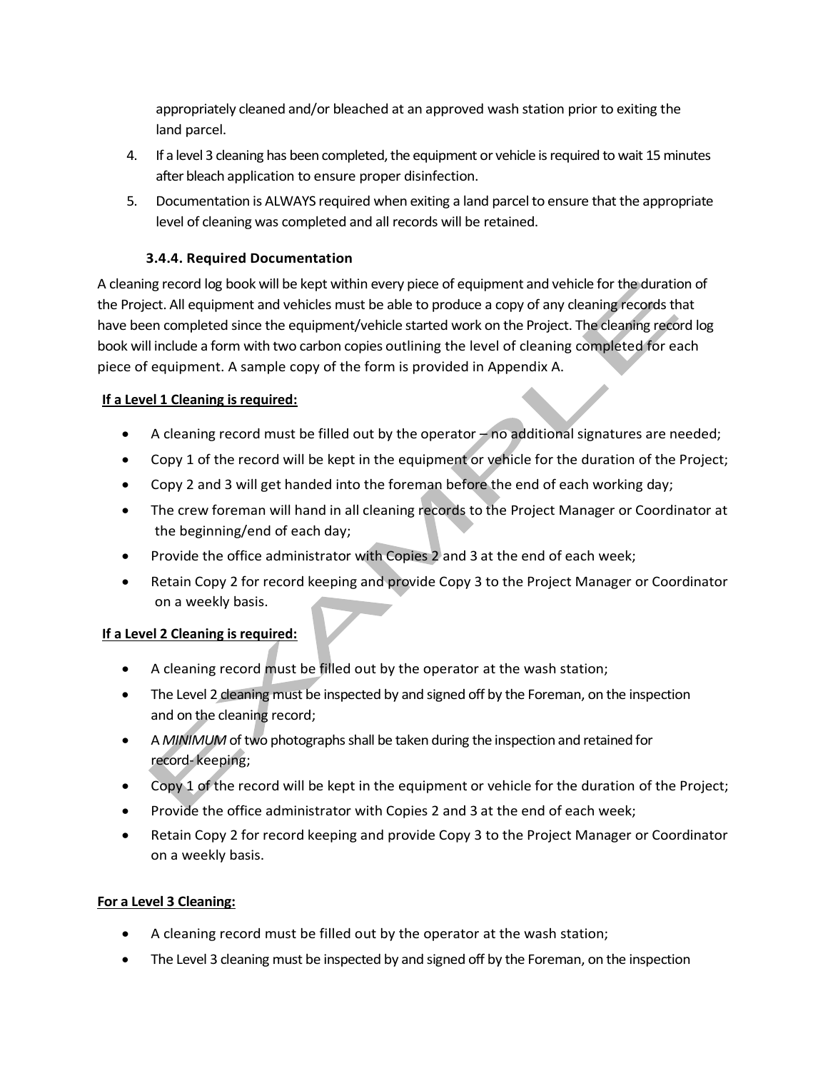appropriately cleaned and/or bleached at an approved wash station prior to exiting the land parcel.

4. If a level 3 cleaning has been completed, the equipment or vehicle is required to wait 15 minutes after bleach application to ensure proper disinfection.
5. Documentation is ALWAYS required when exiting a land parcel to ensure that the appropriate level of cleaning was completed and all records will be retained.

### 3.4.4. Required Documentation

A cleaning record log book will be kept within every piece of equipment and vehicle for the duration of the Project. All equipment and vehicles must be able to produce a copy of any cleaning records that have been completed since the equipment/vehicle started work on the Project. The cleaning record log book will include a form with two carbon copies outlining the level of cleaning completed for each piece of equipment. A sample copy of the form is provided in Appendix A.

**If a Level 1 Cleaning is required:**

- A cleaning record must be filled out by the operator – no additional signatures are needed;
- Copy 1 of the record will be kept in the equipment or vehicle for the duration of the Project;
- Copy 2 and 3 will get handed into the foreman before the end of each working day;
- The crew foreman will hand in all cleaning records to the Project Manager or Coordinator at the beginning/end of each day;
- Provide the office administrator with Copies 2 and 3 at the end of each week;
- Retain Copy 2 for record keeping and provide Copy 3 to the Project Manager or Coordinator on a weekly basis.

**If a Level 2 Cleaning is required:**

- A cleaning record must be filled out by the operator at the wash station;
- The Level 2 cleaning must be inspected by and signed off by the Foreman, on the inspection and on the cleaning record;
- A *MINIMUM* of two photographs shall be taken during the inspection and retained for record- keeping;
- Copy 1 of the record will be kept in the equipment or vehicle for the duration of the Project;
- Provide the office administrator with Copies 2 and 3 at the end of each week;
- Retain Copy 2 for record keeping and provide Copy 3 to the Project Manager or Coordinator on a weekly basis.

**For a Level 3 Cleaning:**

- A cleaning record must be filled out by the operator at the wash station;
- The Level 3 cleaning must be inspected by and signed off by the Foreman, on the inspection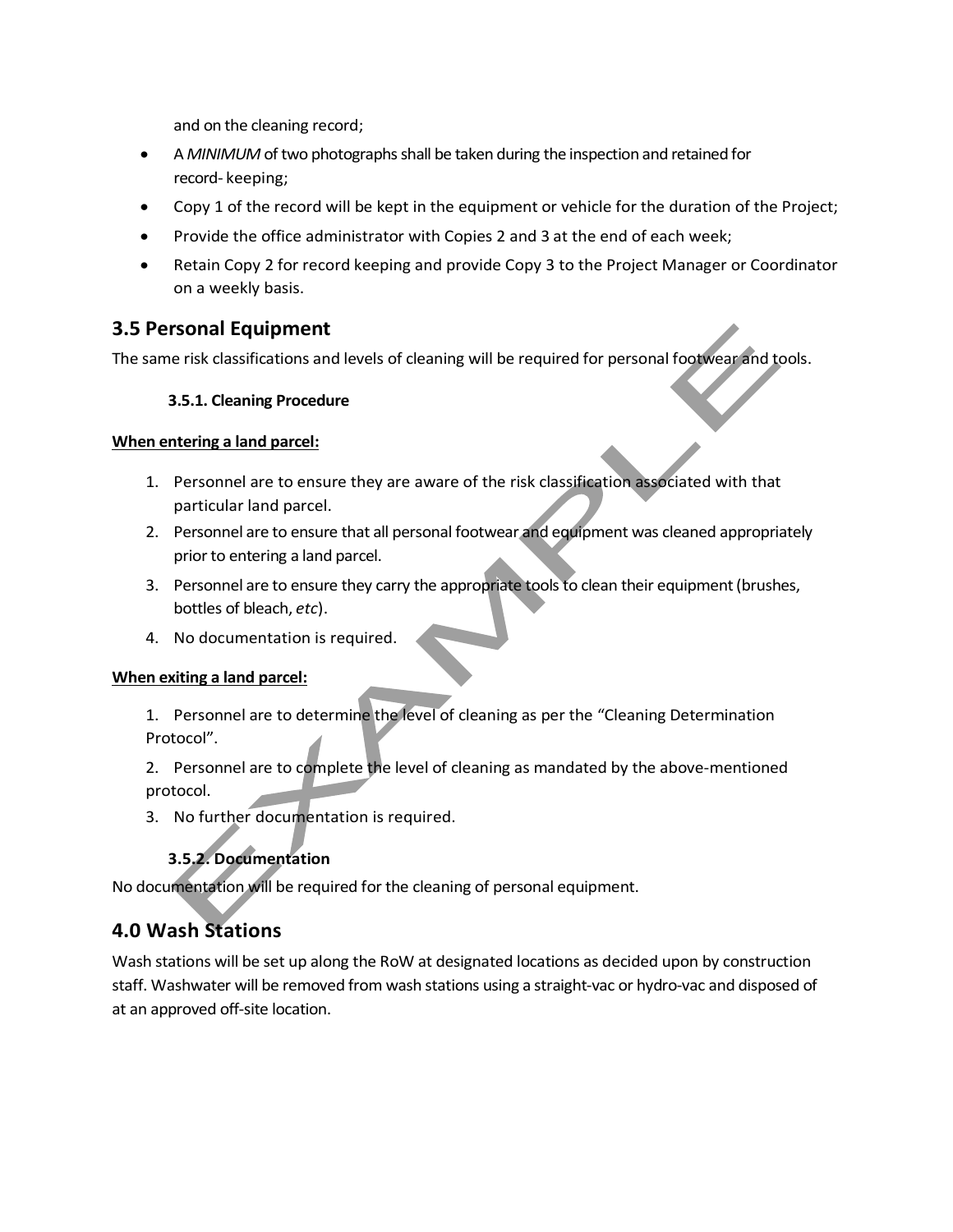and on the cleaning record;

- A *MINIMUM* of two photographs shall be taken during the inspection and retained for record- keeping;
- Copy 1 of the record will be kept in the equipment or vehicle for the duration of the Project;
- Provide the office administrator with Copies 2 and 3 at the end of each week;
- Retain Copy 2 for record keeping and provide Copy 3 to the Project Manager or Coordinator on a weekly basis.

## 3.5 Personal Equipment

The same risk classifications and levels of cleaning will be required for personal footwear and tools.

### 3.5.1. Cleaning Procedure

**When entering a land parcel:**

1. Personnel are to ensure they are aware of the risk classification associated with that particular land parcel.
2. Personnel are to ensure that all personal footwear and equipment was cleaned appropriately prior to entering a land parcel.
3. Personnel are to ensure they carry the appropriate tools to clean their equipment (brushes, bottles of bleach, *etc*).
4. No documentation is required.

**When exiting a land parcel:**

1. Personnel are to determine the level of cleaning as per the "Cleaning Determination Protocol".
2. Personnel are to complete the level of cleaning as mandated by the above-mentioned protocol.
3. No further documentation is required.

### 3.5.2. Documentation

No documentation will be required for the cleaning of personal equipment.

## 4.0 Wash Stations

Wash stations will be set up along the RoW at designated locations as decided upon by construction staff. Washwater will be removed from wash stations using a straight-vac or hydro-vac and disposed of at an approved off-site location.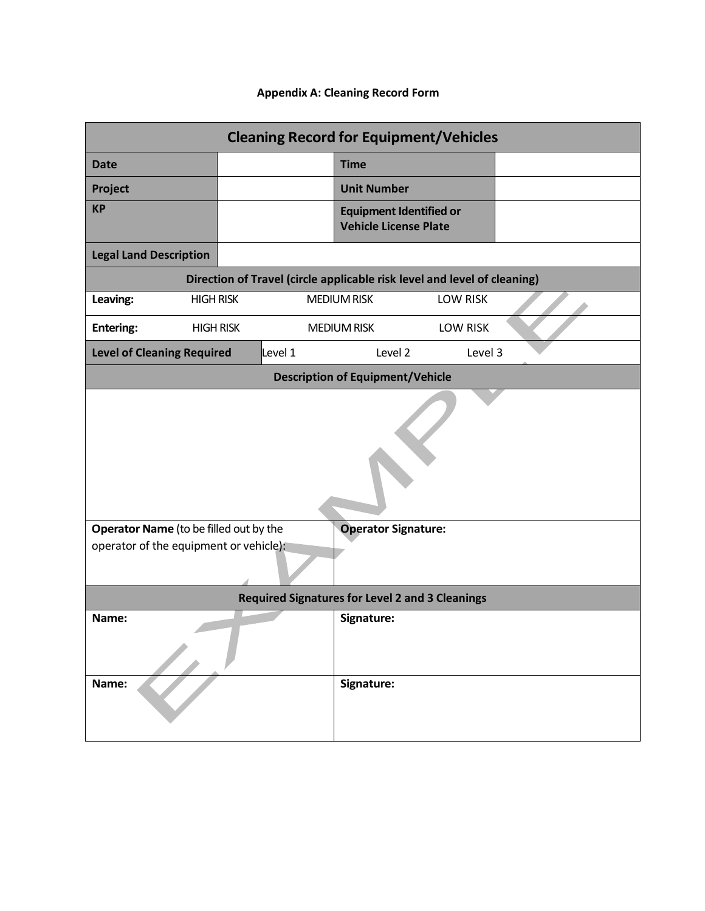**Appendix A: Cleaning Record Form**

| Cleaning Record for Equipment/Vehicles | | | |
|---|---|---|---|
| **Date** | | **Time** | |
| **Project** | | **Unit Number** | |
| **KP** | | **Equipment Identified or Vehicle License Plate** | |
| **Legal Land Description** | | | |
| **Direction of Travel (circle applicable risk level and level of cleaning)** | | | |
| **Leaving:** HIGH RISK | MEDIUM RISK | LOW RISK | |
| **Entering:** HIGH RISK | MEDIUM RISK | LOW RISK | |
| **Level of Cleaning Required** | Level 1 | Level 2 | Level 3 |
| **Description of Equipment/Vehicle** | | | |
| | | | |
| **Operator Name** (to be filled out by the operator of the equipment or vehicle): | | **Operator Signature:** | |
| **Required Signatures for Level 2 and 3 Cleanings** | | | |
| **Name:** | | **Signature:** | |
| **Name:** | | **Signature:** | |

EXAMPLE